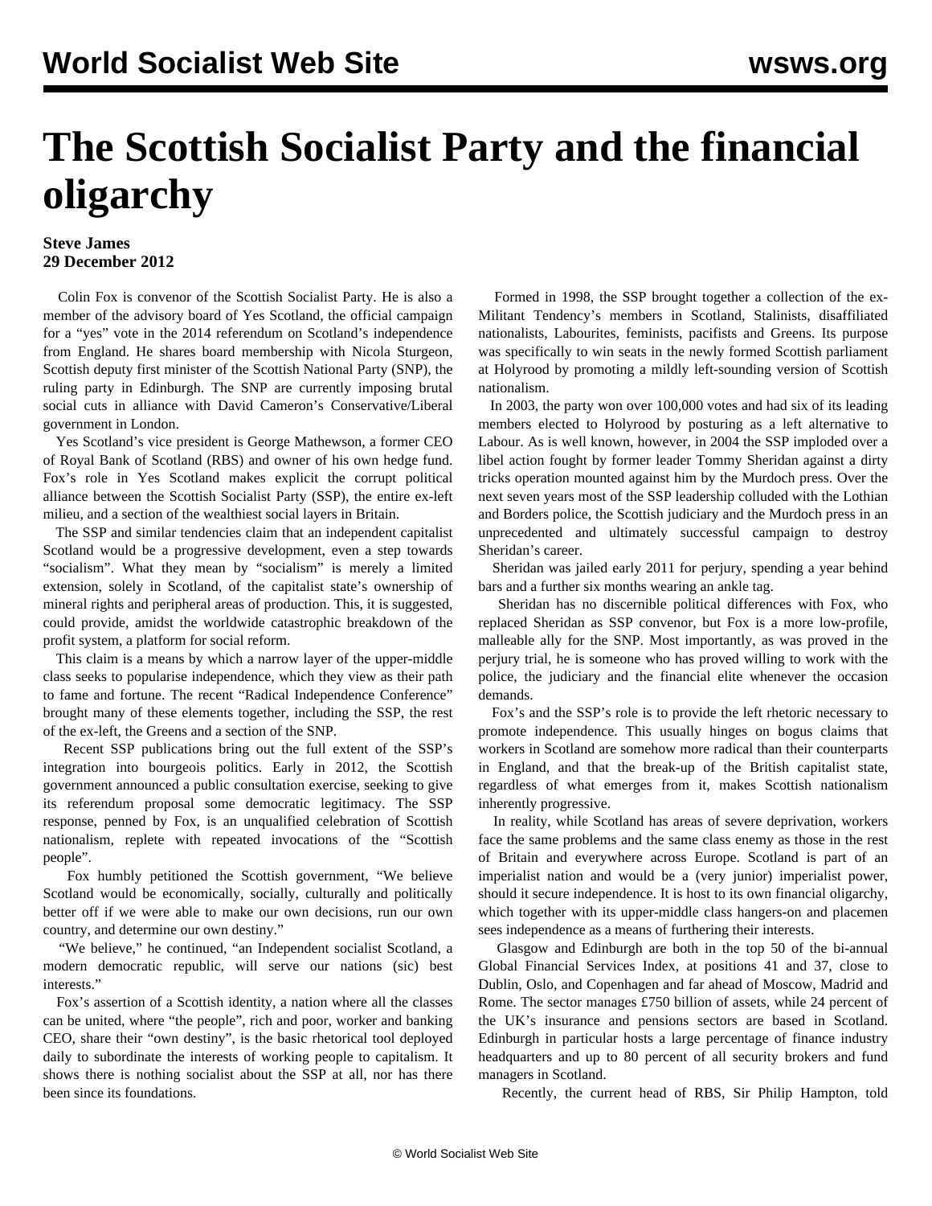# The Scottish Socialist Party and the financial oligarchy

**Steve James**
**29 December 2012**

Colin Fox is convenor of the Scottish Socialist Party. He is also a member of the advisory board of Yes Scotland, the official campaign for a "yes" vote in the 2014 referendum on Scotland's independence from England. He shares board membership with Nicola Sturgeon, Scottish deputy first minister of the Scottish National Party (SNP), the ruling party in Edinburgh. The SNP are currently imposing brutal social cuts in alliance with David Cameron's Conservative/Liberal government in London.

Yes Scotland's vice president is George Mathewson, a former CEO of Royal Bank of Scotland (RBS) and owner of his own hedge fund. Fox's role in Yes Scotland makes explicit the corrupt political alliance between the Scottish Socialist Party (SSP), the entire ex-left milieu, and a section of the wealthiest social layers in Britain.

The SSP and similar tendencies claim that an independent capitalist Scotland would be a progressive development, even a step towards "socialism". What they mean by "socialism" is merely a limited extension, solely in Scotland, of the capitalist state's ownership of mineral rights and peripheral areas of production. This, it is suggested, could provide, amidst the worldwide catastrophic breakdown of the profit system, a platform for social reform.

This claim is a means by which a narrow layer of the upper-middle class seeks to popularise independence, which they view as their path to fame and fortune. The recent "Radical Independence Conference" brought many of these elements together, including the SSP, the rest of the ex-left, the Greens and a section of the SNP.

Recent SSP publications bring out the full extent of the SSP's integration into bourgeois politics. Early in 2012, the Scottish government announced a public consultation exercise, seeking to give its referendum proposal some democratic legitimacy. The SSP response, penned by Fox, is an unqualified celebration of Scottish nationalism, replete with repeated invocations of the "Scottish people".

Fox humbly petitioned the Scottish government, "We believe Scotland would be economically, socially, culturally and politically better off if we were able to make our own decisions, run our own country, and determine our own destiny."

"We believe," he continued, "an Independent socialist Scotland, a modern democratic republic, will serve our nations (sic) best interests."

Fox's assertion of a Scottish identity, a nation where all the classes can be united, where "the people", rich and poor, worker and banking CEO, share their "own destiny", is the basic rhetorical tool deployed daily to subordinate the interests of working people to capitalism. It shows there is nothing socialist about the SSP at all, nor has there been since its foundations.

Formed in 1998, the SSP brought together a collection of the ex-Militant Tendency's members in Scotland, Stalinists, disaffiliated nationalists, Labourites, feminists, pacifists and Greens. Its purpose was specifically to win seats in the newly formed Scottish parliament at Holyrood by promoting a mildly left-sounding version of Scottish nationalism.

In 2003, the party won over 100,000 votes and had six of its leading members elected to Holyrood by posturing as a left alternative to Labour. As is well known, however, in 2004 the SSP imploded over a libel action fought by former leader Tommy Sheridan against a dirty tricks operation mounted against him by the Murdoch press. Over the next seven years most of the SSP leadership colluded with the Lothian and Borders police, the Scottish judiciary and the Murdoch press in an unprecedented and ultimately successful campaign to destroy Sheridan's career.

Sheridan was jailed early 2011 for perjury, spending a year behind bars and a further six months wearing an ankle tag.

Sheridan has no discernible political differences with Fox, who replaced Sheridan as SSP convenor, but Fox is a more low-profile, malleable ally for the SNP. Most importantly, as was proved in the perjury trial, he is someone who has proved willing to work with the police, the judiciary and the financial elite whenever the occasion demands.

Fox's and the SSP's role is to provide the left rhetoric necessary to promote independence. This usually hinges on bogus claims that workers in Scotland are somehow more radical than their counterparts in England, and that the break-up of the British capitalist state, regardless of what emerges from it, makes Scottish nationalism inherently progressive.

In reality, while Scotland has areas of severe deprivation, workers face the same problems and the same class enemy as those in the rest of Britain and everywhere across Europe. Scotland is part of an imperialist nation and would be a (very junior) imperialist power, should it secure independence. It is host to its own financial oligarchy, which together with its upper-middle class hangers-on and placemen sees independence as a means of furthering their interests.

Glasgow and Edinburgh are both in the top 50 of the bi-annual Global Financial Services Index, at positions 41 and 37, close to Dublin, Oslo, and Copenhagen and far ahead of Moscow, Madrid and Rome. The sector manages £750 billion of assets, while 24 percent of the UK's insurance and pensions sectors are based in Scotland. Edinburgh in particular hosts a large percentage of finance industry headquarters and up to 80 percent of all security brokers and fund managers in Scotland.

Recently, the current head of RBS, Sir Philip Hampton, told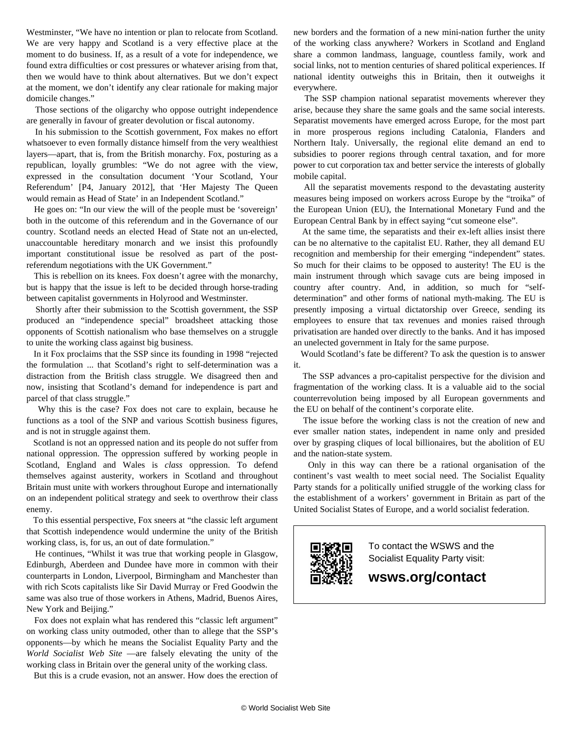Westminster, "We have no intention or plan to relocate from Scotland. We are very happy and Scotland is a very effective place at the moment to do business. If, as a result of a vote for independence, we found extra difficulties or cost pressures or whatever arising from that, then we would have to think about alternatives. But we don't expect at the moment, we don't identify any clear rationale for making major domicile changes."

Those sections of the oligarchy who oppose outright independence are generally in favour of greater devolution or fiscal autonomy.

In his submission to the Scottish government, Fox makes no effort whatsoever to even formally distance himself from the very wealthiest layers—apart, that is, from the British monarchy. Fox, posturing as a republican, loyally grumbles: "We do not agree with the view, expressed in the consultation document 'Your Scotland, Your Referendum' [P4, January 2012], that 'Her Majesty The Queen would remain as Head of State' in an Independent Scotland."

He goes on: "In our view the will of the people must be 'sovereign' both in the outcome of this referendum and in the Governance of our country. Scotland needs an elected Head of State not an un-elected, unaccountable hereditary monarch and we insist this profoundly important constitutional issue be resolved as part of the post-referendum negotiations with the UK Government."

This is rebellion on its knees. Fox doesn't agree with the monarchy, but is happy that the issue is left to be decided through horse-trading between capitalist governments in Holyrood and Westminster.

Shortly after their submission to the Scottish government, the SSP produced an "independence special" broadsheet attacking those opponents of Scottish nationalism who base themselves on a struggle to unite the working class against big business.

In it Fox proclaims that the SSP since its founding in 1998 "rejected the formulation ... that Scotland's right to self-determination was a distraction from the British class struggle. We disagreed then and now, insisting that Scotland's demand for independence is part and parcel of that class struggle."

Why this is the case? Fox does not care to explain, because he functions as a tool of the SNP and various Scottish business figures, and is not in struggle against them.

Scotland is not an oppressed nation and its people do not suffer from national oppression. The oppression suffered by working people in Scotland, England and Wales is *class* oppression. To defend themselves against austerity, workers in Scotland and throughout Britain must unite with workers throughout Europe and internationally on an independent political strategy and seek to overthrow their class enemy.

To this essential perspective, Fox sneers at "the classic left argument that Scottish independence would undermine the unity of the British working class, is, for us, an out of date formulation."

He continues, "Whilst it was true that working people in Glasgow, Edinburgh, Aberdeen and Dundee have more in common with their counterparts in London, Liverpool, Birmingham and Manchester than with rich Scots capitalists like Sir David Murray or Fred Goodwin the same was also true of those workers in Athens, Madrid, Buenos Aires, New York and Beijing."

Fox does not explain what has rendered this "classic left argument" on working class unity outmoded, other than to allege that the SSP's opponents—by which he means the Socialist Equality Party and the *World Socialist Web Site* —are falsely elevating the unity of the working class in Britain over the general unity of the working class.

But this is a crude evasion, not an answer. How does the erection of new borders and the formation of a new mini-nation further the unity of the working class anywhere? Workers in Scotland and England share a common landmass, language, countless family, work and social links, not to mention centuries of shared political experiences. If national identity outweighs this in Britain, then it outweighs it everywhere.

The SSP champion national separatist movements wherever they arise, because they share the same goals and the same social interests. Separatist movements have emerged across Europe, for the most part in more prosperous regions including Catalonia, Flanders and Northern Italy. Universally, the regional elite demand an end to subsidies to poorer regions through central taxation, and for more power to cut corporation tax and better service the interests of globally mobile capital.

All the separatist movements respond to the devastating austerity measures being imposed on workers across Europe by the "troika" of the European Union (EU), the International Monetary Fund and the European Central Bank by in effect saying "cut someone else".

At the same time, the separatists and their ex-left allies insist there can be no alternative to the capitalist EU. Rather, they all demand EU recognition and membership for their emerging "independent" states. So much for their claims to be opposed to austerity! The EU is the main instrument through which savage cuts are being imposed in country after country. And, in addition, so much for "self-determination" and other forms of national myth-making. The EU is presently imposing a virtual dictatorship over Greece, sending its employees to ensure that tax revenues and monies raised through privatisation are handed over directly to the banks. And it has imposed an unelected government in Italy for the same purpose.

Would Scotland's fate be different? To ask the question is to answer it.

The SSP advances a pro-capitalist perspective for the division and fragmentation of the working class. It is a valuable aid to the social counterrevolution being imposed by all European governments and the EU on behalf of the continent's corporate elite.

The issue before the working class is not the creation of new and ever smaller nation states, independent in name only and presided over by grasping cliques of local billionaires, but the abolition of EU and the nation-state system.

Only in this way can there be a rational organisation of the continent's vast wealth to meet social need. The Socialist Equality Party stands for a politically unified struggle of the working class for the establishment of a workers' government in Britain as part of the United Socialist States of Europe, and a world socialist federation.

To contact the WSWS and the Socialist Equality Party visit:

**wsws.org/contact**